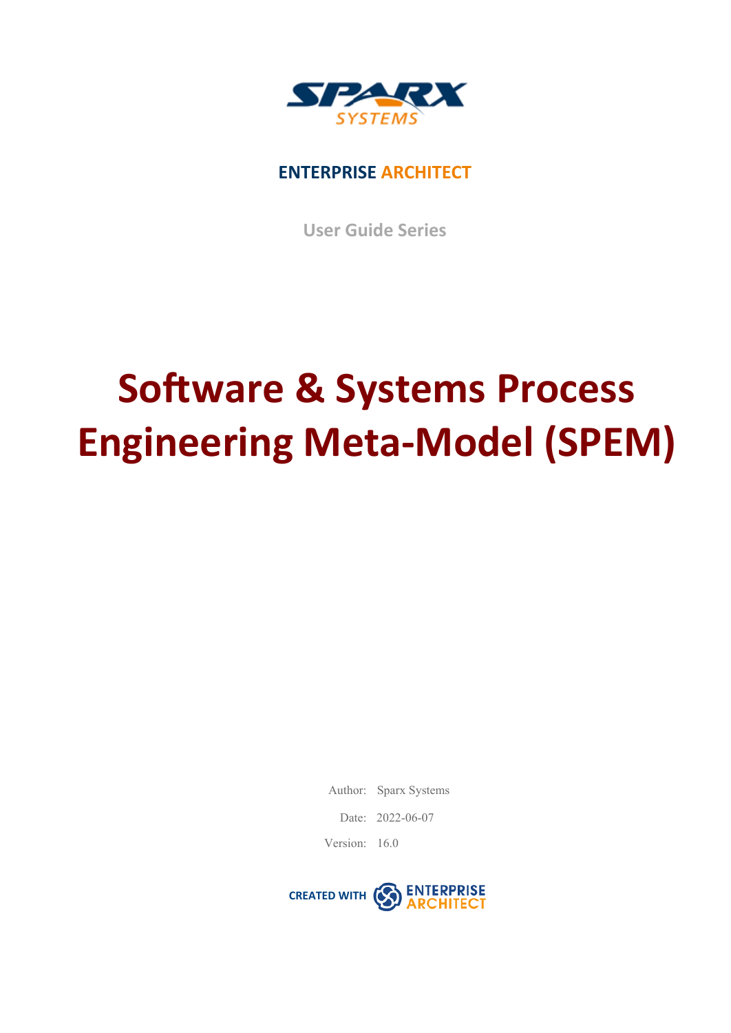ENTERPRISE ARCHITECT

User Guide Series

# Software & Systems Process Engineering Meta-Model (SPEM)

Author: Sparx Systems

Date: 2022-06-07

Version: 16.0

CREATED WITH ENTERPRISE ARCHITECT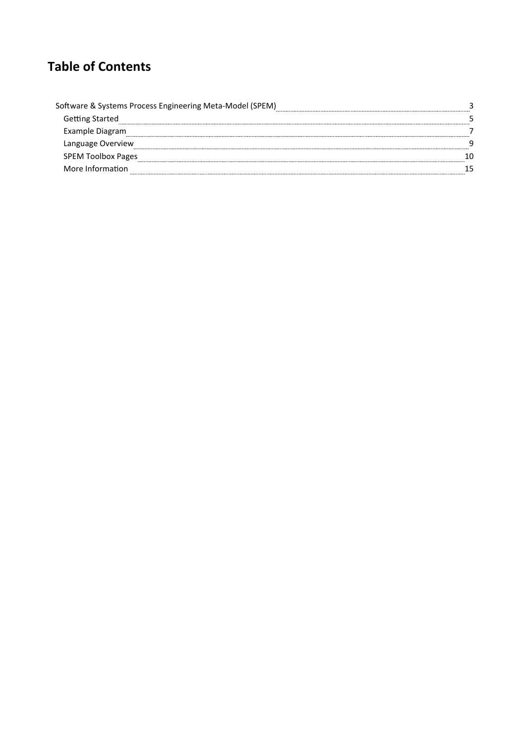# Table of Contents

- Software & Systems Process Engineering Meta-Model (SPEM) ........ 3
  - Getting Started ........ 5
  - Example Diagram ........ 7
  - Language Overview ........ 9
  - SPEM Toolbox Pages ........ 10
  - More Information ........ 15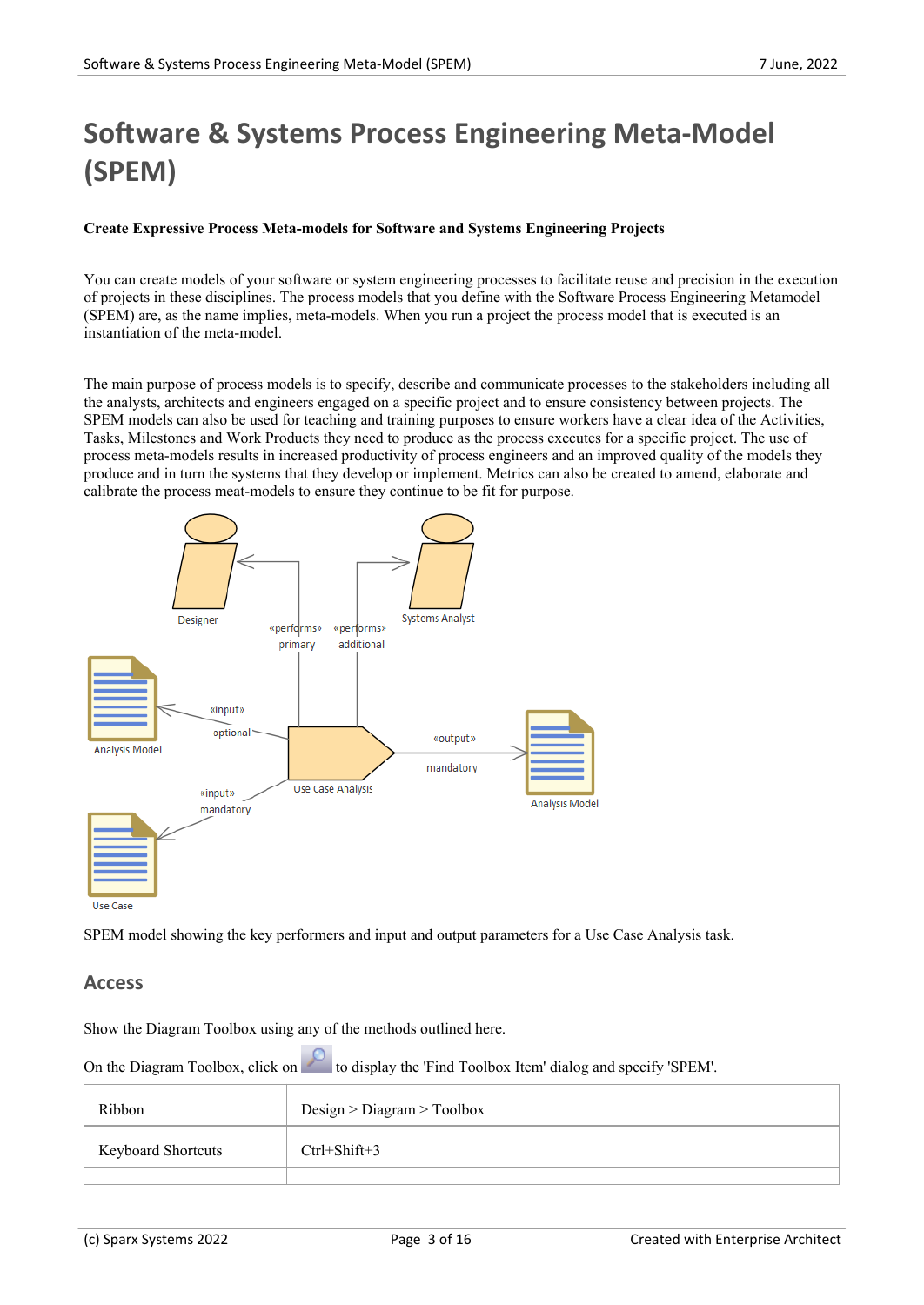# Software & Systems Process Engineering Meta-Model (SPEM)

**Create Expressive Process Meta-models for Software and Systems Engineering Projects**

You can create models of your software or system engineering processes to facilitate reuse and precision in the execution of projects in these disciplines. The process models that you define with the Software Process Engineering Metamodel (SPEM) are, as the name implies, meta-models. When you run a project the process model that is executed is an instantiation of the meta-model.

The main purpose of process models is to specify, describe and communicate processes to the stakeholders including all the analysts, architects and engineers engaged on a specific project and to ensure consistency between projects. The SPEM models can also be used for teaching and training purposes to ensure workers have a clear idea of the Activities, Tasks, Milestones and Work Products they need to produce as the process executes for a specific project. The use of process meta-models results in increased productivity of process engineers and an improved quality of the models they produce and in turn the systems that they develop or implement. Metrics can also be created to amend, elaborate and calibrate the process meat-models to ensure they continue to be fit for purpose.

SPEM model showing the key performers and input and output parameters for a Use Case Analysis task.

## Access

Show the Diagram Toolbox using any of the methods outlined here.

On the Diagram Toolbox, click on [search icon] to display the 'Find Toolbox Item' dialog and specify 'SPEM'.

| Ribbon | Design > Diagram > Toolbox |
|---|---|
| Keyboard Shortcuts | Ctrl+Shift+3 |
| | |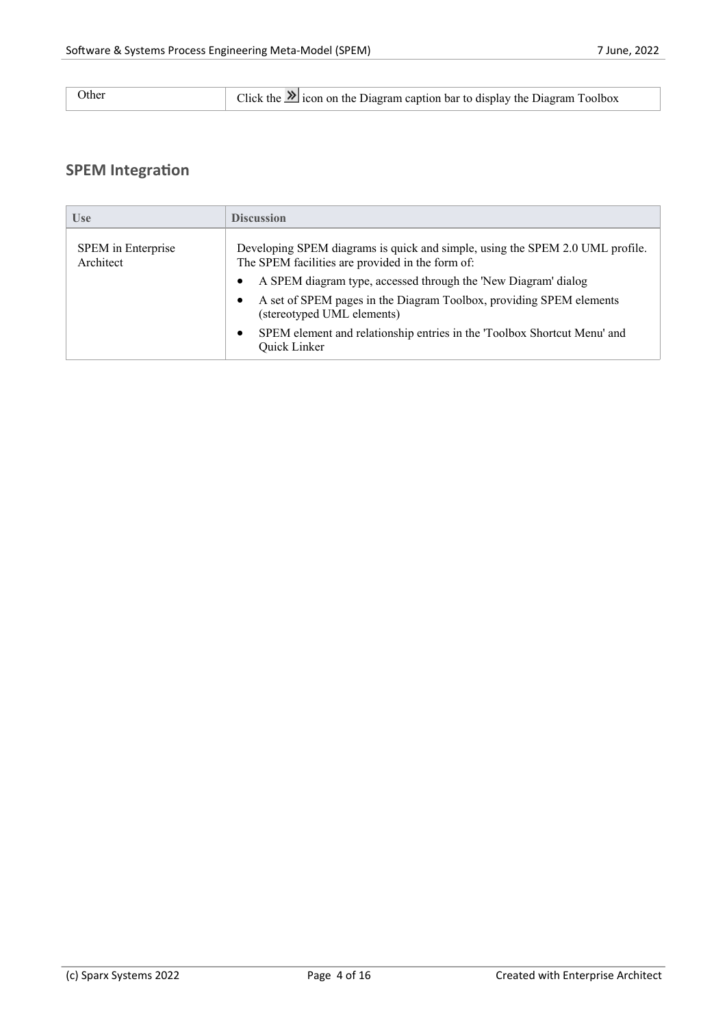| | |
|---|---|
| Other | Click the » icon on the Diagram caption bar to display the Diagram Toolbox |

## SPEM Integration

| Use | Discussion |
|---|---|
| SPEM in Enterprise Architect | Developing SPEM diagrams is quick and simple, using the SPEM 2.0 UML profile. The SPEM facilities are provided in the form of:<br>• A SPEM diagram type, accessed through the 'New Diagram' dialog<br>• A set of SPEM pages in the Diagram Toolbox, providing SPEM elements (stereotyped UML elements)<br>• SPEM element and relationship entries in the 'Toolbox Shortcut Menu' and Quick Linker |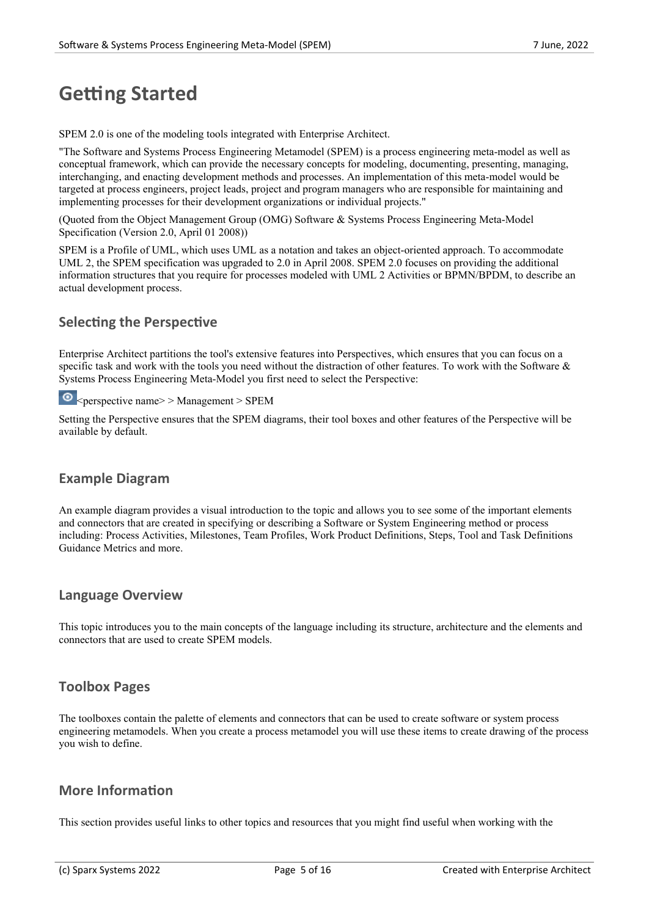# Getting Started

SPEM 2.0 is one of the modeling tools integrated with Enterprise Architect.

"The Software and Systems Process Engineering Metamodel (SPEM) is a process engineering meta-model as well as conceptual framework, which can provide the necessary concepts for modeling, documenting, presenting, managing, interchanging, and enacting development methods and processes. An implementation of this meta-model would be targeted at process engineers, project leads, project and program managers who are responsible for maintaining and implementing processes for their development organizations or individual projects."

(Quoted from the Object Management Group (OMG) Software & Systems Process Engineering Meta-Model Specification (Version 2.0, April 01 2008))

SPEM is a Profile of UML, which uses UML as a notation and takes an object-oriented approach. To accommodate UML 2, the SPEM specification was upgraded to 2.0 in April 2008. SPEM 2.0 focuses on providing the additional information structures that you require for processes modeled with UML 2 Activities or BPMN/BPDM, to describe an actual development process.

## Selecting the Perspective

Enterprise Architect partitions the tool's extensive features into Perspectives, which ensures that you can focus on a specific task and work with the tools you need without the distraction of other features. To work with the Software & Systems Process Engineering Meta-Model you first need to select the Perspective:

<perspective name> > Management > SPEM

Setting the Perspective ensures that the SPEM diagrams, their tool boxes and other features of the Perspective will be available by default.

## Example Diagram

An example diagram provides a visual introduction to the topic and allows you to see some of the important elements and connectors that are created in specifying or describing a Software or System Engineering method or process including: Process Activities, Milestones, Team Profiles, Work Product Definitions, Steps, Tool and Task Definitions Guidance Metrics and more.

## Language Overview

This topic introduces you to the main concepts of the language including its structure, architecture and the elements and connectors that are used to create SPEM models.

## Toolbox Pages

The toolboxes contain the palette of elements and connectors that can be used to create software or system process engineering metamodels. When you create a process metamodel you will use these items to create drawing of the process you wish to define.

## More Information

This section provides useful links to other topics and resources that you might find useful when working with the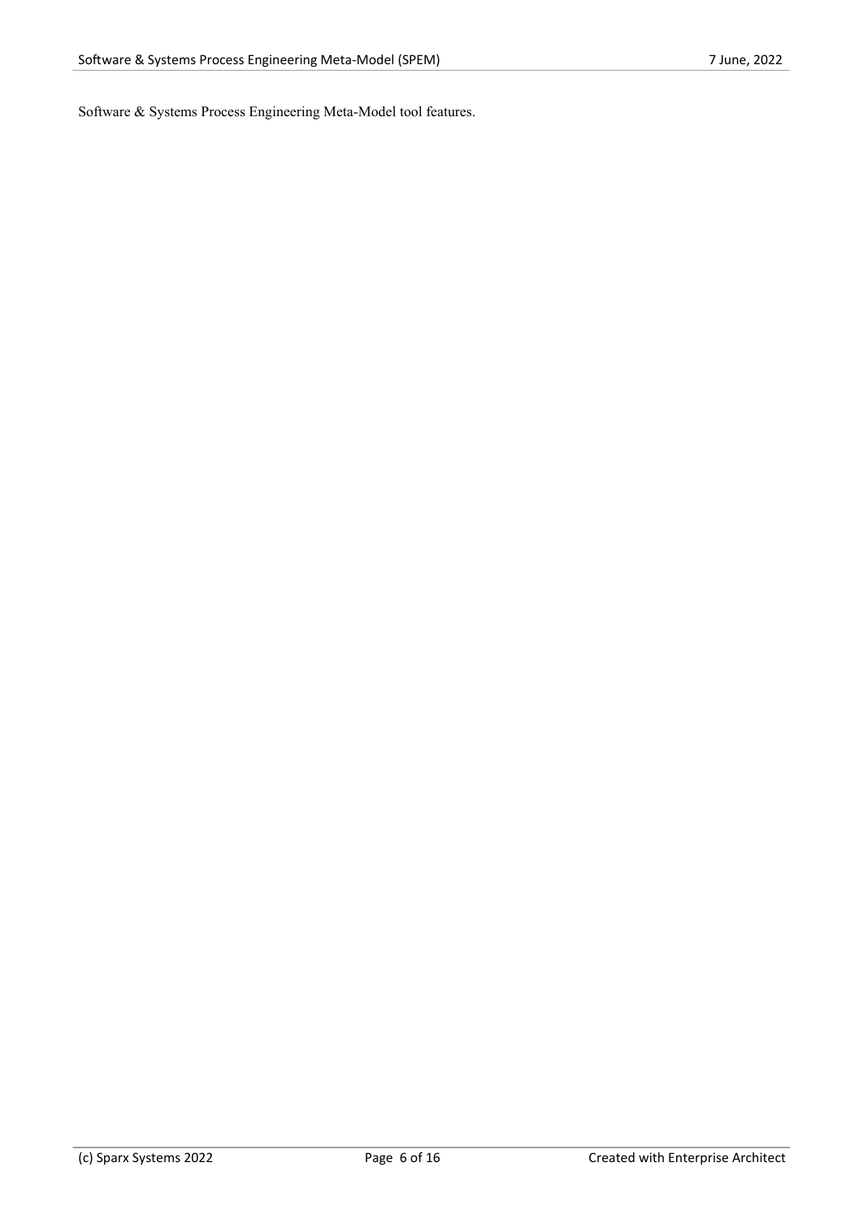Software & Systems Process Engineering Meta-Model tool features.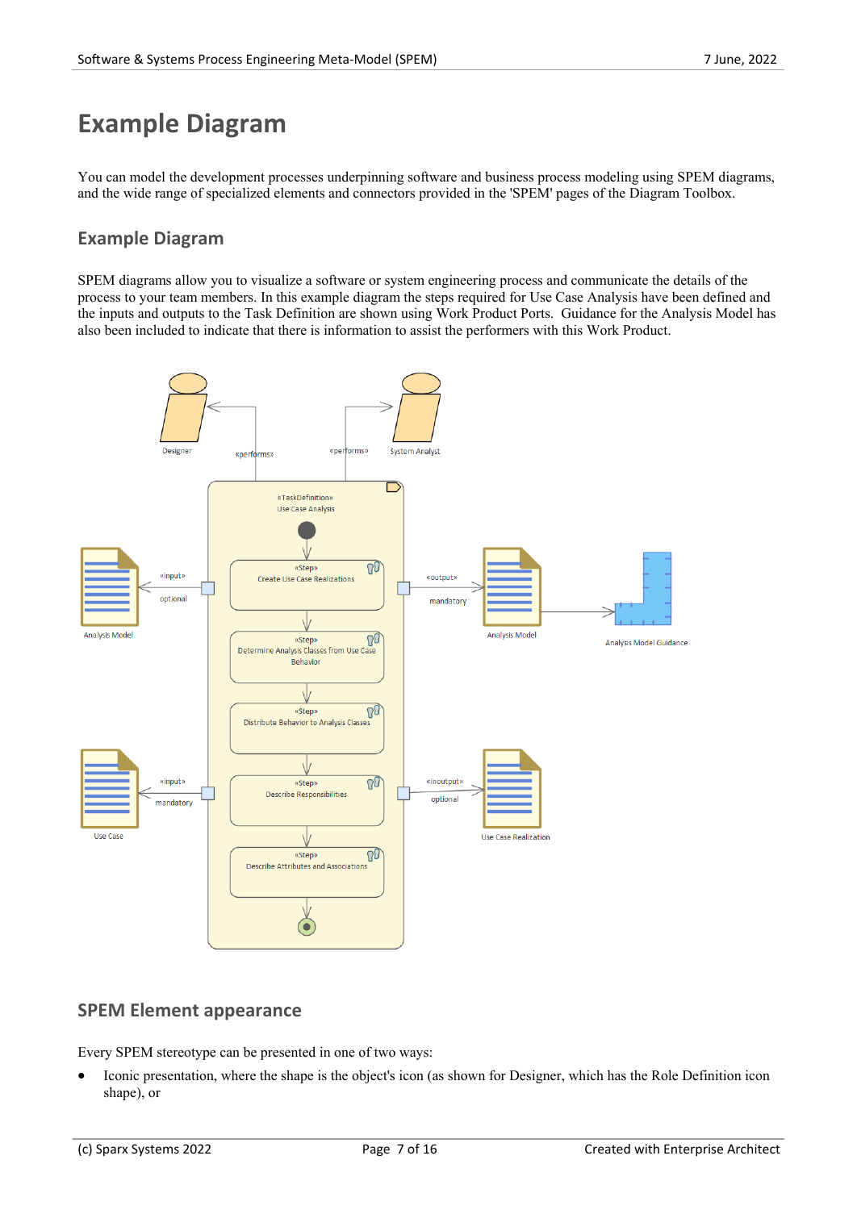# Example Diagram

You can model the development processes underpinning software and business process modeling using SPEM diagrams, and the wide range of specialized elements and connectors provided in the 'SPEM' pages of the Diagram Toolbox.

## Example Diagram

SPEM diagrams allow you to visualize a software or system engineering process and communicate the details of the process to your team members. In this example diagram the steps required for Use Case Analysis have been defined and the inputs and outputs to the Task Definition are shown using Work Product Ports. Guidance for the Analysis Model has also been included to indicate that there is information to assist the performers with this Work Product.

## SPEM Element appearance

Every SPEM stereotype can be presented in one of two ways:

- Iconic presentation, where the shape is the object's icon (as shown for Designer, which has the Role Definition icon shape), or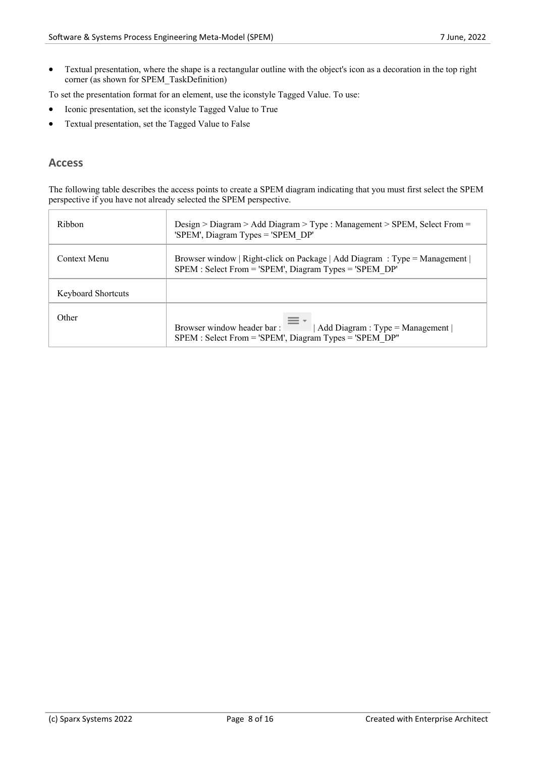- Textual presentation, where the shape is a rectangular outline with the object's icon as a decoration in the top right corner (as shown for SPEM_TaskDefinition)

To set the presentation format for an element, use the iconstyle Tagged Value. To use:

- Iconic presentation, set the iconstyle Tagged Value to True
- Textual presentation, set the Tagged Value to False

## Access

The following table describes the access points to create a SPEM diagram indicating that you must first select the SPEM perspective if you have not already selected the SPEM perspective.

| | |
|---|---|
| Ribbon | Design > Diagram > Add Diagram > Type : Management > SPEM, Select From = 'SPEM', Diagram Types = 'SPEM_DP' |
| Context Menu | Browser window \| Right-click on Package \| Add Diagram : Type = Management \| SPEM : Select From = 'SPEM', Diagram Types = 'SPEM_DP' |
| Keyboard Shortcuts | |
| Other | Browser window header bar : ≡ ▾ \| Add Diagram : Type = Management \| SPEM : Select From = 'SPEM', Diagram Types = 'SPEM_DP'' |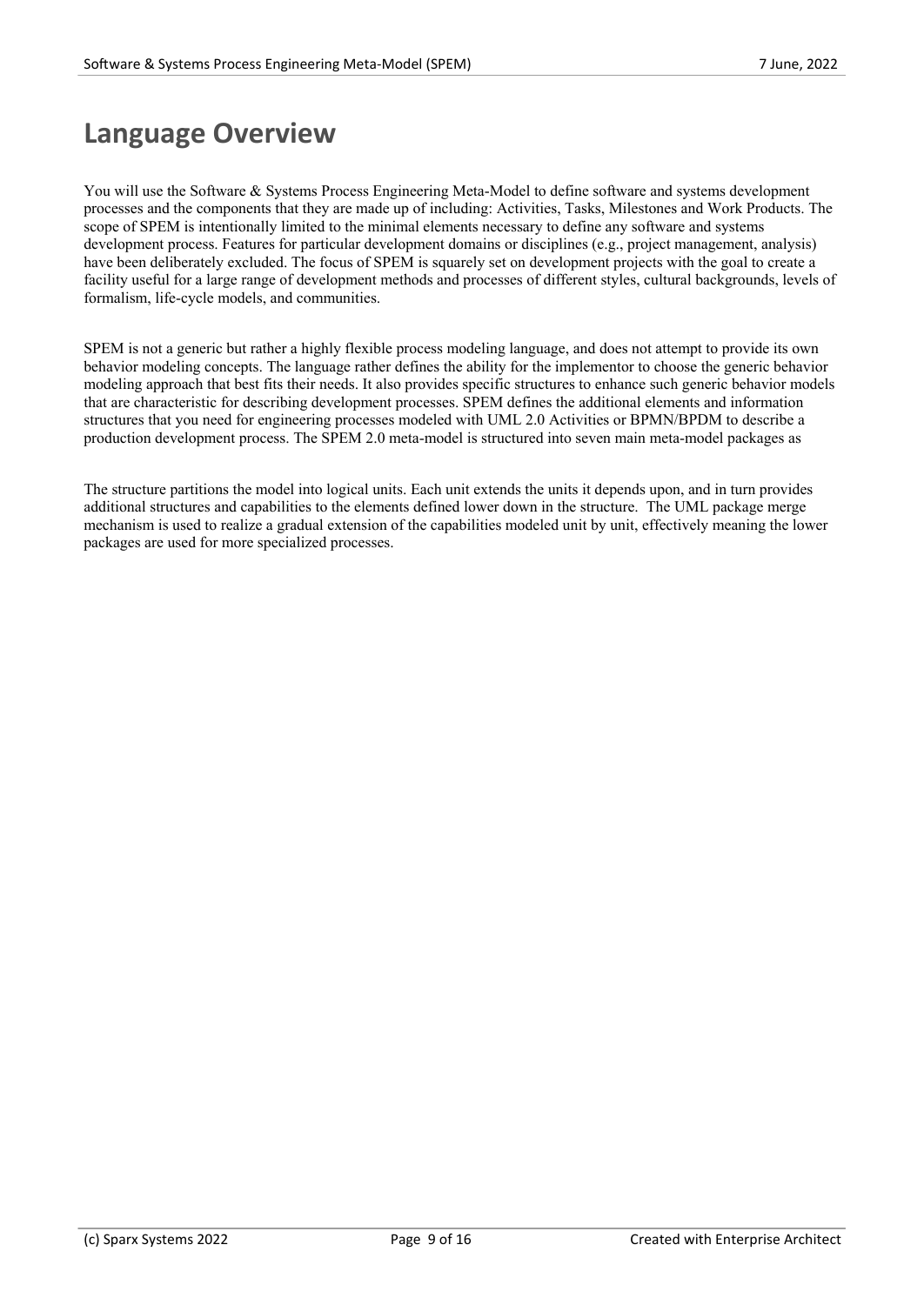# Language Overview

You will use the Software & Systems Process Engineering Meta-Model to define software and systems development processes and the components that they are made up of including: Activities, Tasks, Milestones and Work Products. The scope of SPEM is intentionally limited to the minimal elements necessary to define any software and systems development process. Features for particular development domains or disciplines (e.g., project management, analysis) have been deliberately excluded. The focus of SPEM is squarely set on development projects with the goal to create a facility useful for a large range of development methods and processes of different styles, cultural backgrounds, levels of formalism, life-cycle models, and communities.

SPEM is not a generic but rather a highly flexible process modeling language, and does not attempt to provide its own behavior modeling concepts. The language rather defines the ability for the implementor to choose the generic behavior modeling approach that best fits their needs. It also provides specific structures to enhance such generic behavior models that are characteristic for describing development processes. SPEM defines the additional elements and information structures that you need for engineering processes modeled with UML 2.0 Activities or BPMN/BPDM to describe a production development process. The SPEM 2.0 meta-model is structured into seven main meta-model packages as

The structure partitions the model into logical units. Each unit extends the units it depends upon, and in turn provides additional structures and capabilities to the elements defined lower down in the structure. The UML package merge mechanism is used to realize a gradual extension of the capabilities modeled unit by unit, effectively meaning the lower packages are used for more specialized processes.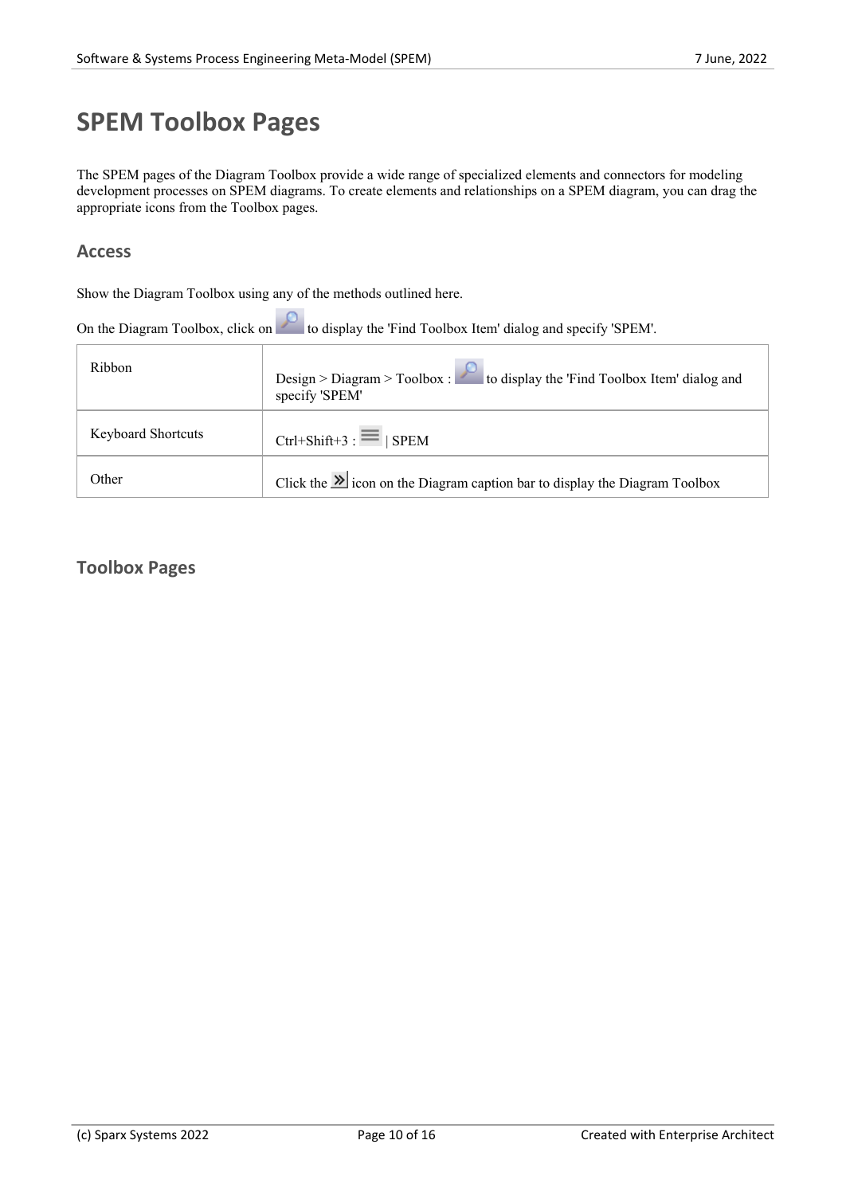# SPEM Toolbox Pages

The SPEM pages of the Diagram Toolbox provide a wide range of specialized elements and connectors for modeling development processes on SPEM diagrams. To create elements and relationships on a SPEM diagram, you can drag the appropriate icons from the Toolbox pages.

## Access

Show the Diagram Toolbox using any of the methods outlined here.

On the Diagram Toolbox, click on to display the 'Find Toolbox Item' dialog and specify 'SPEM'.

| | |
|---|---|
| Ribbon | Design > Diagram > Toolbox : to display the 'Find Toolbox Item' dialog and specify 'SPEM' |
| Keyboard Shortcuts | Ctrl+Shift+3 : \| SPEM |
| Other | Click the icon on the Diagram caption bar to display the Diagram Toolbox |

## Toolbox Pages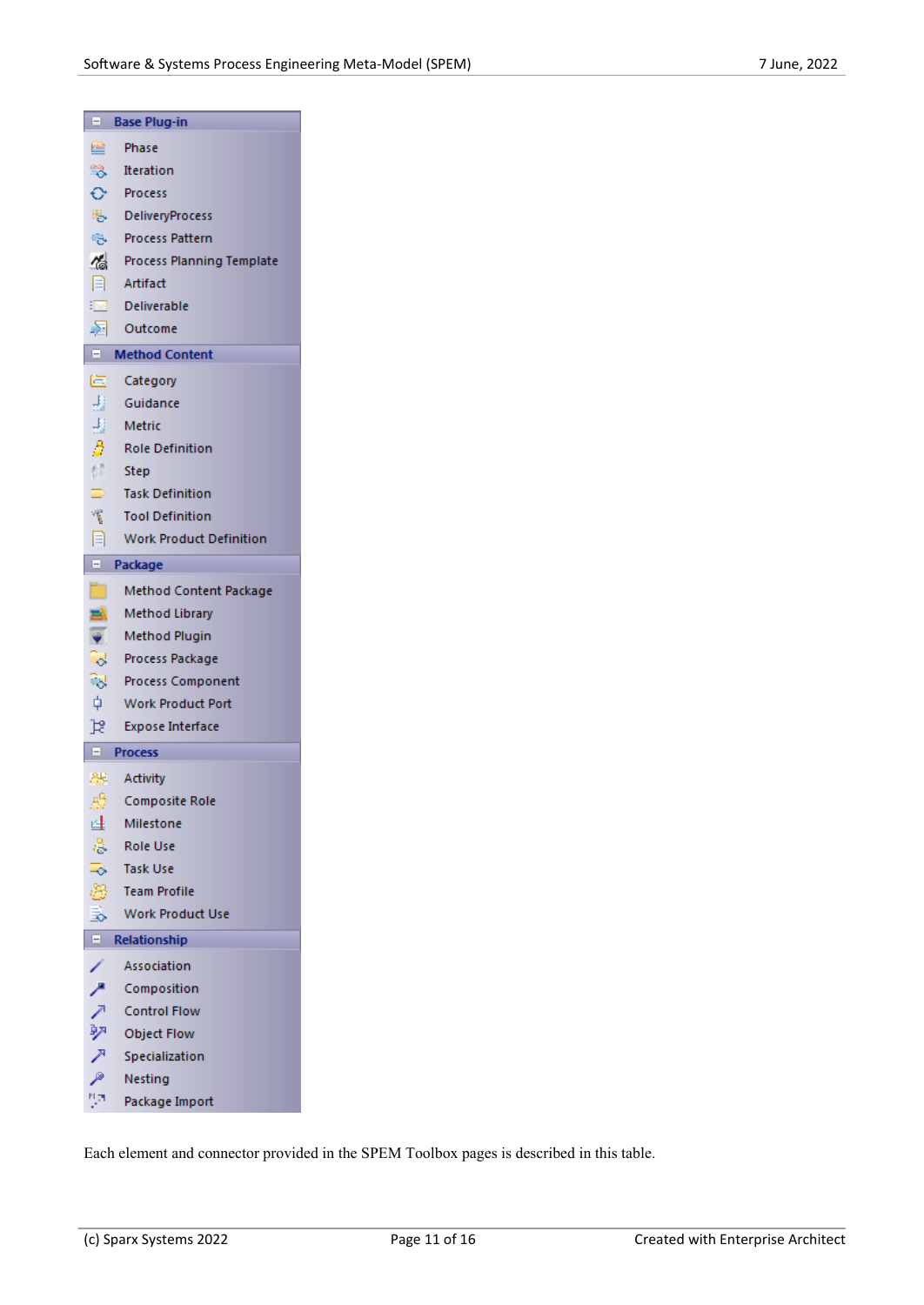**Base Plug-in**

- Phase
- Iteration
- Process
- DeliveryProcess
- Process Pattern
- Process Planning Template
- Artifact
- Deliverable
- Outcome

**Method Content**

- Category
- Guidance
- Metric
- Role Definition
- Step
- Task Definition
- Tool Definition
- Work Product Definition

**Package**

- Method Content Package
- Method Library
- Method Plugin
- Process Package
- Process Component
- Work Product Port
- Expose Interface

**Process**

- Activity
- Composite Role
- Milestone
- Role Use
- Task Use
- Team Profile
- Work Product Use

**Relationship**

- Association
- Composition
- Control Flow
- Object Flow
- Specialization
- Nesting
- Package Import

Each element and connector provided in the SPEM Toolbox pages is described in this table.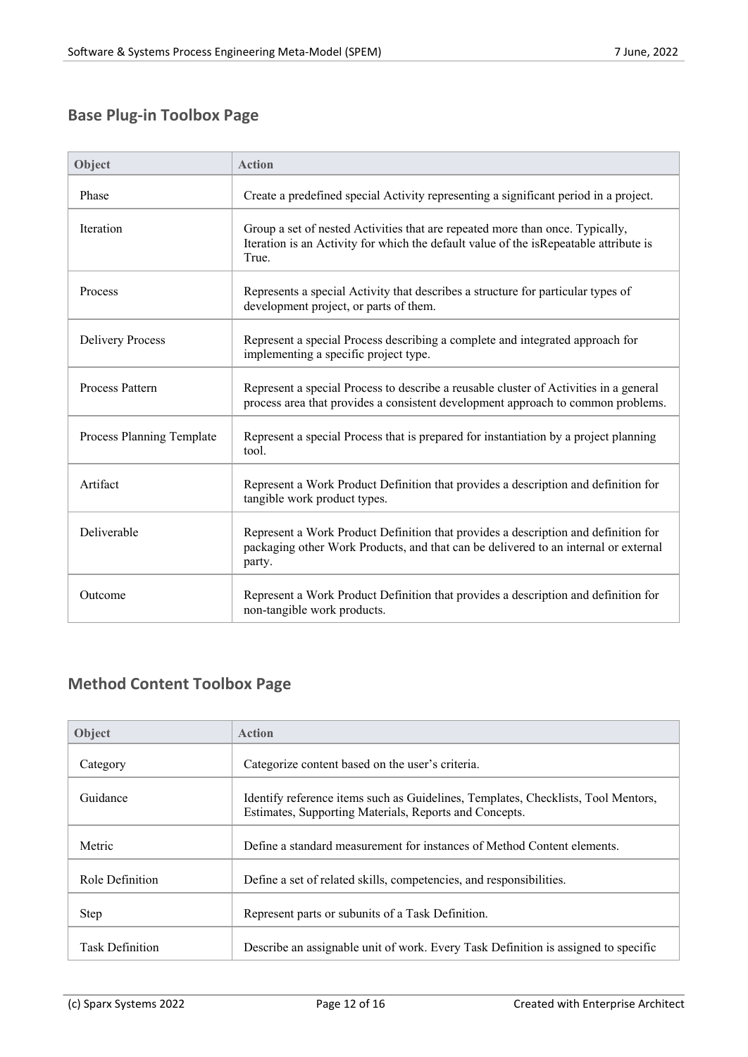## Base Plug-in Toolbox Page

| Object | Action |
| --- | --- |
| Phase | Create a predefined special Activity representing a significant period in a project. |
| Iteration | Group a set of nested Activities that are repeated more than once. Typically, Iteration is an Activity for which the default value of the isRepeatable attribute is True. |
| Process | Represents a special Activity that describes a structure for particular types of development project, or parts of them. |
| Delivery Process | Represent a special Process describing a complete and integrated approach for implementing a specific project type. |
| Process Pattern | Represent a special Process to describe a reusable cluster of Activities in a general process area that provides a consistent development approach to common problems. |
| Process Planning Template | Represent a special Process that is prepared for instantiation by a project planning tool. |
| Artifact | Represent a Work Product Definition that provides a description and definition for tangible work product types. |
| Deliverable | Represent a Work Product Definition that provides a description and definition for packaging other Work Products, and that can be delivered to an internal or external party. |
| Outcome | Represent a Work Product Definition that provides a description and definition for non-tangible work products. |

## Method Content Toolbox Page

| Object | Action |
| --- | --- |
| Category | Categorize content based on the user's criteria. |
| Guidance | Identify reference items such as Guidelines, Templates, Checklists, Tool Mentors, Estimates, Supporting Materials, Reports and Concepts. |
| Metric | Define a standard measurement for instances of Method Content elements. |
| Role Definition | Define a set of related skills, competencies, and responsibilities. |
| Step | Represent parts or subunits of a Task Definition. |
| Task Definition | Describe an assignable unit of work. Every Task Definition is assigned to specific |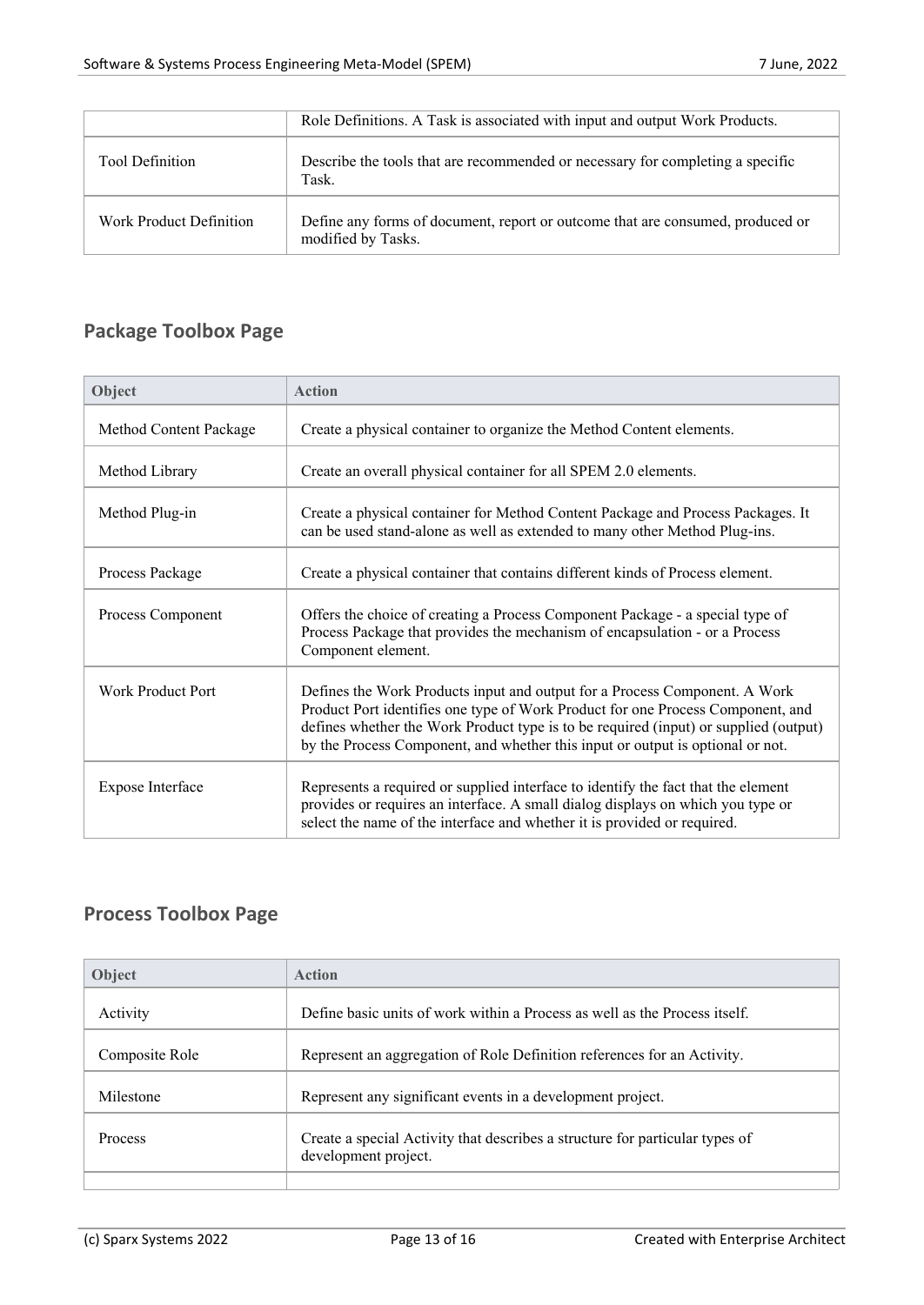| | |
|---|---|
| | Role Definitions. A Task is associated with input and output Work Products. |
| Tool Definition | Describe the tools that are recommended or necessary for completing a specific Task. |
| Work Product Definition | Define any forms of document, report or outcome that are consumed, produced or modified by Tasks. |

## Package Toolbox Page

| Object | Action |
|---|---|
| Method Content Package | Create a physical container to organize the Method Content elements. |
| Method Library | Create an overall physical container for all SPEM 2.0 elements. |
| Method Plug-in | Create a physical container for Method Content Package and Process Packages. It can be used stand-alone as well as extended to many other Method Plug-ins. |
| Process Package | Create a physical container that contains different kinds of Process element. |
| Process Component | Offers the choice of creating a Process Component Package - a special type of Process Package that provides the mechanism of encapsulation - or a Process Component element. |
| Work Product Port | Defines the Work Products input and output for a Process Component. A Work Product Port identifies one type of Work Product for one Process Component, and defines whether the Work Product type is to be required (input) or supplied (output) by the Process Component, and whether this input or output is optional or not. |
| Expose Interface | Represents a required or supplied interface to identify the fact that the element provides or requires an interface. A small dialog displays on which you type or select the name of the interface and whether it is provided or required. |

## Process Toolbox Page

| Object | Action |
|---|---|
| Activity | Define basic units of work within a Process as well as the Process itself. |
| Composite Role | Represent an aggregation of Role Definition references for an Activity. |
| Milestone | Represent any significant events in a development project. |
| Process | Create a special Activity that describes a structure for particular types of development project. |
| | |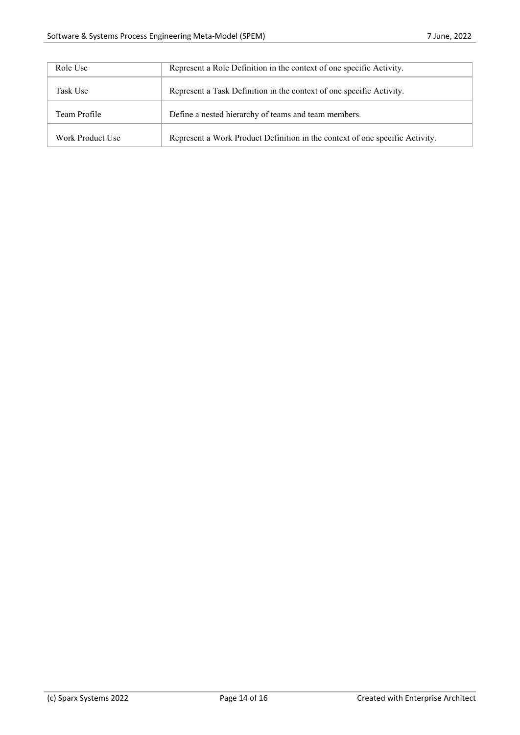| Role Use | Represent a Role Definition in the context of one specific Activity. |
| --- | --- |
| Task Use | Represent a Task Definition in the context of one specific Activity. |
| Team Profile | Define a nested hierarchy of teams and team members. |
| Work Product Use | Represent a Work Product Definition in the context of one specific Activity. |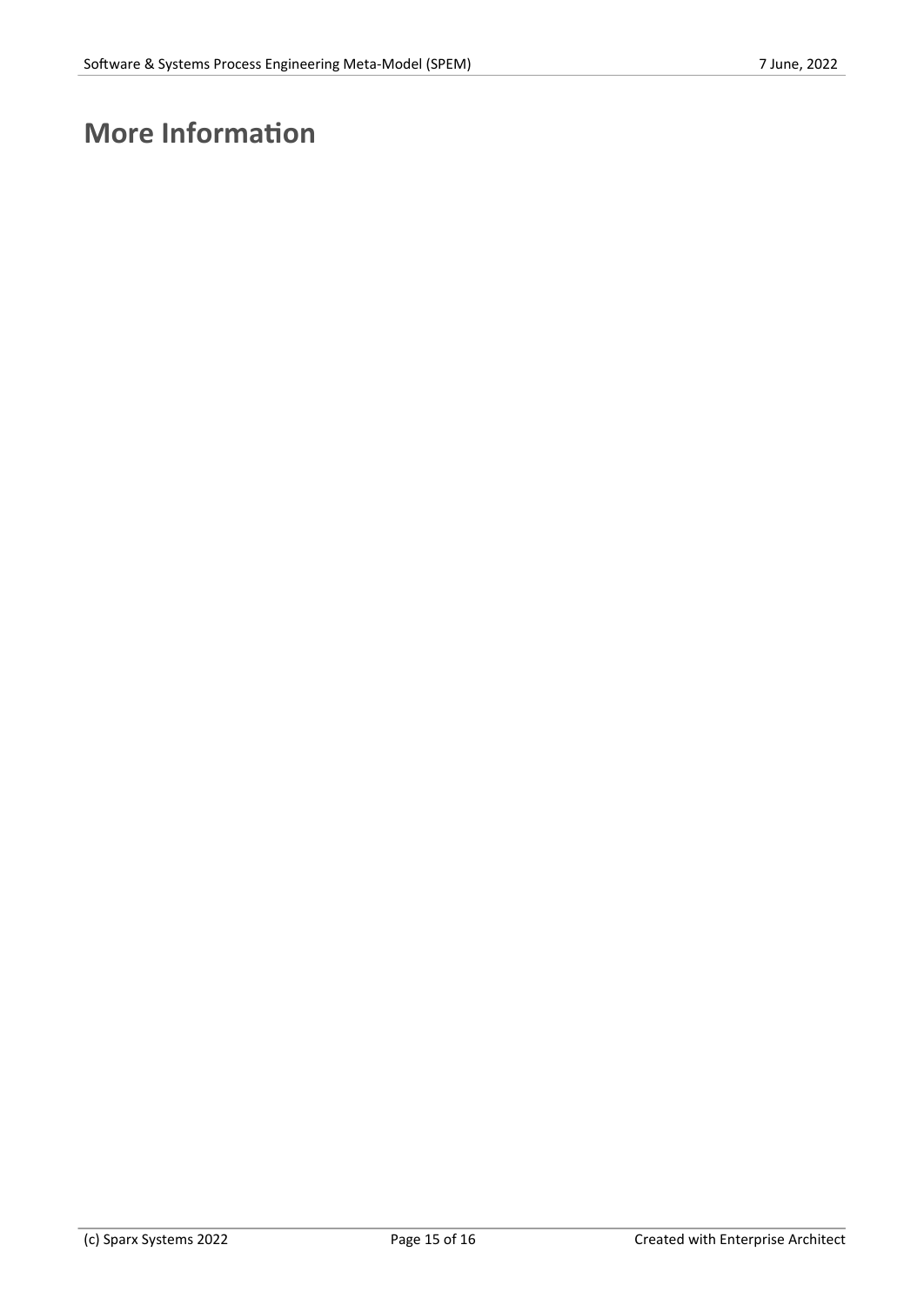# More Information